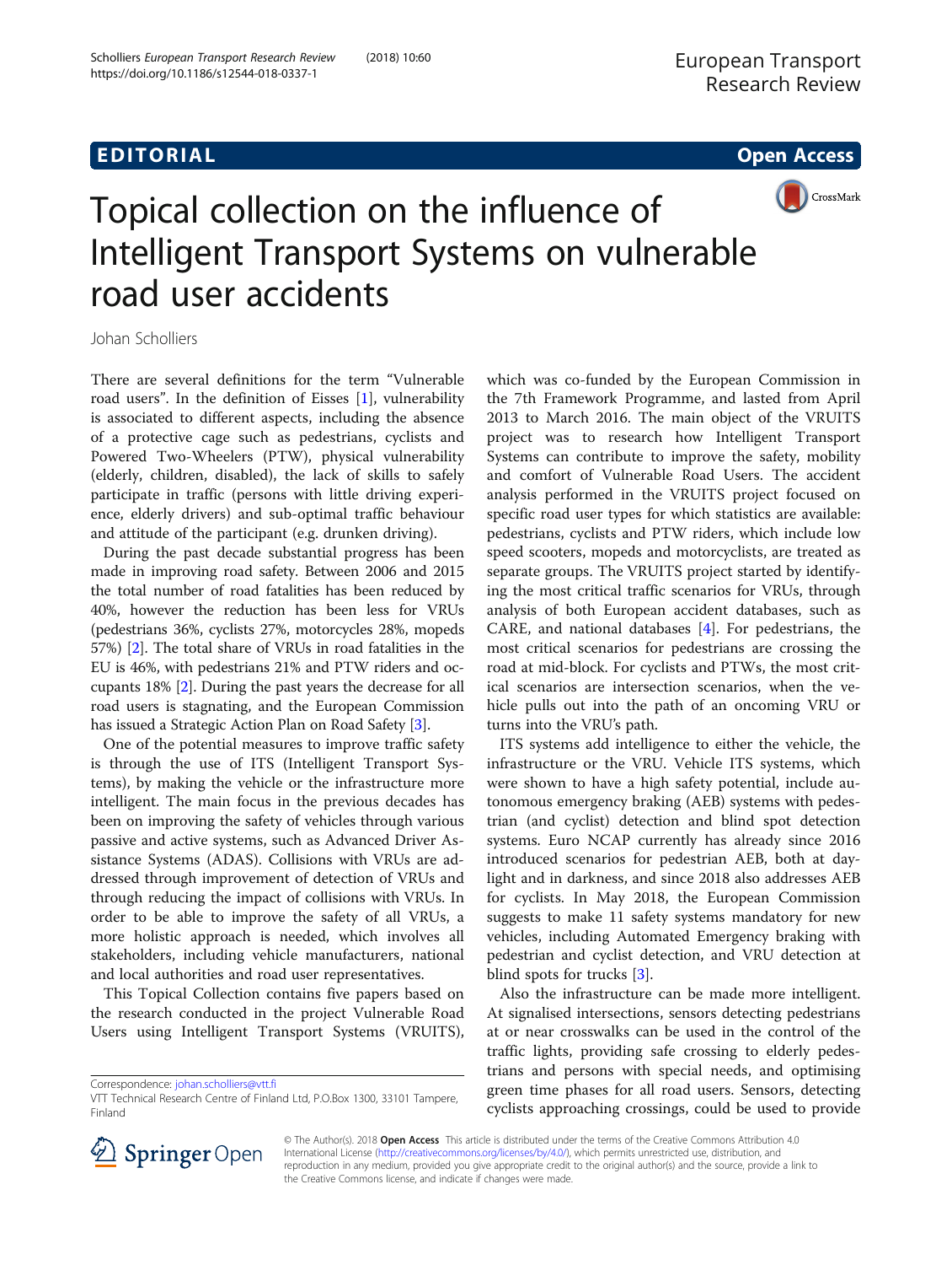EDITORIAL

Open Access

# Topical collection on the influence of Intelligent Transport Systems on vulnerable road user accidents

Johan Scholliers

There are several definitions for the term “Vulnerable road users”. In the definition of Eisses [1], vulnerability is associated to different aspects, including the absence of a protective cage such as pedestrians, cyclists and Powered Two-Wheelers (PTW), physical vulnerability (elderly, children, disabled), the lack of skills to safely participate in traffic (persons with little driving experience, elderly drivers) and sub-optimal traffic behaviour and attitude of the participant (e.g. drunken driving).

During the past decade substantial progress has been made in improving road safety. Between 2006 and 2015 the total number of road fatalities has been reduced by 40%, however the reduction has been less for VRUs (pedestrians 36%, cyclists 27%, motorcycles 28%, mopeds 57%) [2]. The total share of VRUs in road fatalities in the EU is 46%, with pedestrians 21% and PTW riders and occupants 18% [2]. During the past years the decrease for all road users is stagnating, and the European Commission has issued a Strategic Action Plan on Road Safety [3].

One of the potential measures to improve traffic safety is through the use of ITS (Intelligent Transport Systems), by making the vehicle or the infrastructure more intelligent. The main focus in the previous decades has been on improving the safety of vehicles through various passive and active systems, such as Advanced Driver Assistance Systems (ADAS). Collisions with VRUs are addressed through improvement of detection of VRUs and through reducing the impact of collisions with VRUs. In order to be able to improve the safety of all VRUs, a more holistic approach is needed, which involves all stakeholders, including vehicle manufacturers, national and local authorities and road user representatives.

This Topical Collection contains five papers based on the research conducted in the project Vulnerable Road Users using Intelligent Transport Systems (VRUITS), which was co-funded by the European Commission in the 7th Framework Programme, and lasted from April 2013 to March 2016. The main object of the VRUITS project was to research how Intelligent Transport Systems can contribute to improve the safety, mobility and comfort of Vulnerable Road Users. The accident analysis performed in the VRUITS project focused on specific road user types for which statistics are available: pedestrians, cyclists and PTW riders, which include low speed scooters, mopeds and motorcyclists, are treated as separate groups. The VRUITS project started by identifying the most critical traffic scenarios for VRUs, through analysis of both European accident databases, such as CARE, and national databases [4]. For pedestrians, the most critical scenarios for pedestrians are crossing the road at mid-block. For cyclists and PTWs, the most critical scenarios are intersection scenarios, when the vehicle pulls out into the path of an oncoming VRU or turns into the VRU’s path.

ITS systems add intelligence to either the vehicle, the infrastructure or the VRU. Vehicle ITS systems, which were shown to have a high safety potential, include autonomous emergency braking (AEB) systems with pedestrian (and cyclist) detection and blind spot detection systems. Euro NCAP currently has already since 2016 introduced scenarios for pedestrian AEB, both at daylight and in darkness, and since 2018 also addresses AEB for cyclists. In May 2018, the European Commission suggests to make 11 safety systems mandatory for new vehicles, including Automated Emergency braking with pedestrian and cyclist detection, and VRU detection at blind spots for trucks [3].

Also the infrastructure can be made more intelligent. At signalised intersections, sensors detecting pedestrians at or near crosswalks can be used in the control of the traffic lights, providing safe crossing to elderly pedestrians and persons with special needs, and optimising green time phases for all road users. Sensors, detecting cyclists approaching crossings, could be used to provide

Correspondence: johan.scholliers@vtt.fi

VTT Technical Research Centre of Finland Ltd, P.O.Box 1300, 33101 Tampere, Finland

© The Author(s). 2018 **Open Access** This article is distributed under the terms of the Creative Commons Attribution 4.0 International License (http://creativecommons.org/licenses/by/4.0/), which permits unrestricted use, distribution, and reproduction in any medium, provided you give appropriate credit to the original author(s) and the source, provide a link to the Creative Commons license, and indicate if changes were made.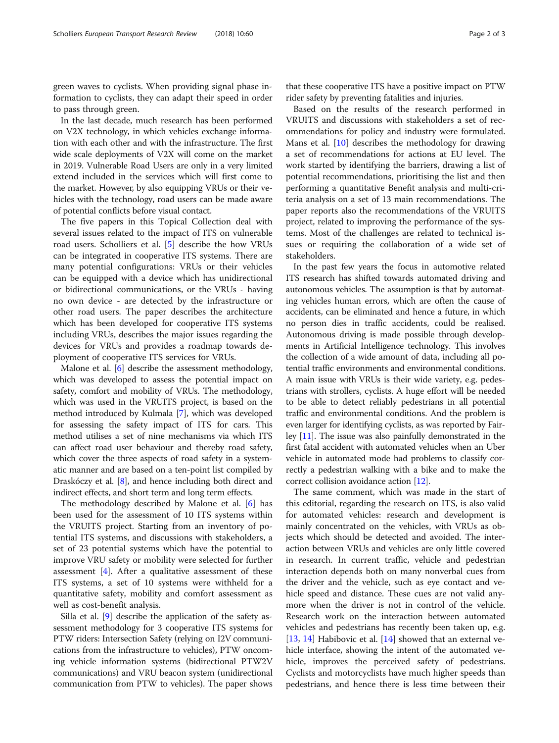green waves to cyclists. When providing signal phase information to cyclists, they can adapt their speed in order to pass through green.

In the last decade, much research has been performed on V2X technology, in which vehicles exchange information with each other and with the infrastructure. The first wide scale deployments of V2X will come on the market in 2019. Vulnerable Road Users are only in a very limited extend included in the services which will first come to the market. However, by also equipping VRUs or their vehicles with the technology, road users can be made aware of potential conflicts before visual contact.

The five papers in this Topical Collection deal with several issues related to the impact of ITS on vulnerable road users. Scholliers et al. [5] describe the how VRUs can be integrated in cooperative ITS systems. There are many potential configurations: VRUs or their vehicles can be equipped with a device which has unidirectional or bidirectional communications, or the VRUs - having no own device - are detected by the infrastructure or other road users. The paper describes the architecture which has been developed for cooperative ITS systems including VRUs, describes the major issues regarding the devices for VRUs and provides a roadmap towards deployment of cooperative ITS services for VRUs.

Malone et al. [6] describe the assessment methodology, which was developed to assess the potential impact on safety, comfort and mobility of VRUs. The methodology, which was used in the VRUITS project, is based on the method introduced by Kulmala [7], which was developed for assessing the safety impact of ITS for cars. This method utilises a set of nine mechanisms via which ITS can affect road user behaviour and thereby road safety, which cover the three aspects of road safety in a systematic manner and are based on a ten-point list compiled by Draskóczy et al. [8], and hence including both direct and indirect effects, and short term and long term effects.

The methodology described by Malone et al. [6] has been used for the assessment of 10 ITS systems within the VRUITS project. Starting from an inventory of potential ITS systems, and discussions with stakeholders, a set of 23 potential systems which have the potential to improve VRU safety or mobility were selected for further assessment [4]. After a qualitative assessment of these ITS systems, a set of 10 systems were withheld for a quantitative safety, mobility and comfort assessment as well as cost-benefit analysis.

Silla et al. [9] describe the application of the safety assessment methodology for 3 cooperative ITS systems for PTW riders: Intersection Safety (relying on I2V communications from the infrastructure to vehicles), PTW oncoming vehicle information systems (bidirectional PTW2V communications) and VRU beacon system (unidirectional communication from PTW to vehicles). The paper shows that these cooperative ITS have a positive impact on PTW rider safety by preventing fatalities and injuries.

Based on the results of the research performed in VRUITS and discussions with stakeholders a set of recommendations for policy and industry were formulated. Mans et al. [10] describes the methodology for drawing a set of recommendations for actions at EU level. The work started by identifying the barriers, drawing a list of potential recommendations, prioritising the list and then performing a quantitative Benefit analysis and multi-criteria analysis on a set of 13 main recommendations. The paper reports also the recommendations of the VRUITS project, related to improving the performance of the systems. Most of the challenges are related to technical issues or requiring the collaboration of a wide set of stakeholders.

In the past few years the focus in automotive related ITS research has shifted towards automated driving and autonomous vehicles. The assumption is that by automating vehicles human errors, which are often the cause of accidents, can be eliminated and hence a future, in which no person dies in traffic accidents, could be realised. Autonomous driving is made possible through developments in Artificial Intelligence technology. This involves the collection of a wide amount of data, including all potential traffic environments and environmental conditions. A main issue with VRUs is their wide variety, e.g. pedestrians with strollers, cyclists. A huge effort will be needed to be able to detect reliably pedestrians in all potential traffic and environmental conditions. And the problem is even larger for identifying cyclists, as was reported by Fairley [11]. The issue was also painfully demonstrated in the first fatal accident with automated vehicles when an Uber vehicle in automated mode had problems to classify correctly a pedestrian walking with a bike and to make the correct collision avoidance action [12].

The same comment, which was made in the start of this editorial, regarding the research on ITS, is also valid for automated vehicles: research and development is mainly concentrated on the vehicles, with VRUs as objects which should be detected and avoided. The interaction between VRUs and vehicles are only little covered in research. In current traffic, vehicle and pedestrian interaction depends both on many nonverbal cues from the driver and the vehicle, such as eye contact and vehicle speed and distance. These cues are not valid anymore when the driver is not in control of the vehicle. Research work on the interaction between automated vehicles and pedestrians has recently been taken up, e.g. [13, 14] Habibovic et al. [14] showed that an external vehicle interface, showing the intent of the automated vehicle, improves the perceived safety of pedestrians. Cyclists and motorcyclists have much higher speeds than pedestrians, and hence there is less time between their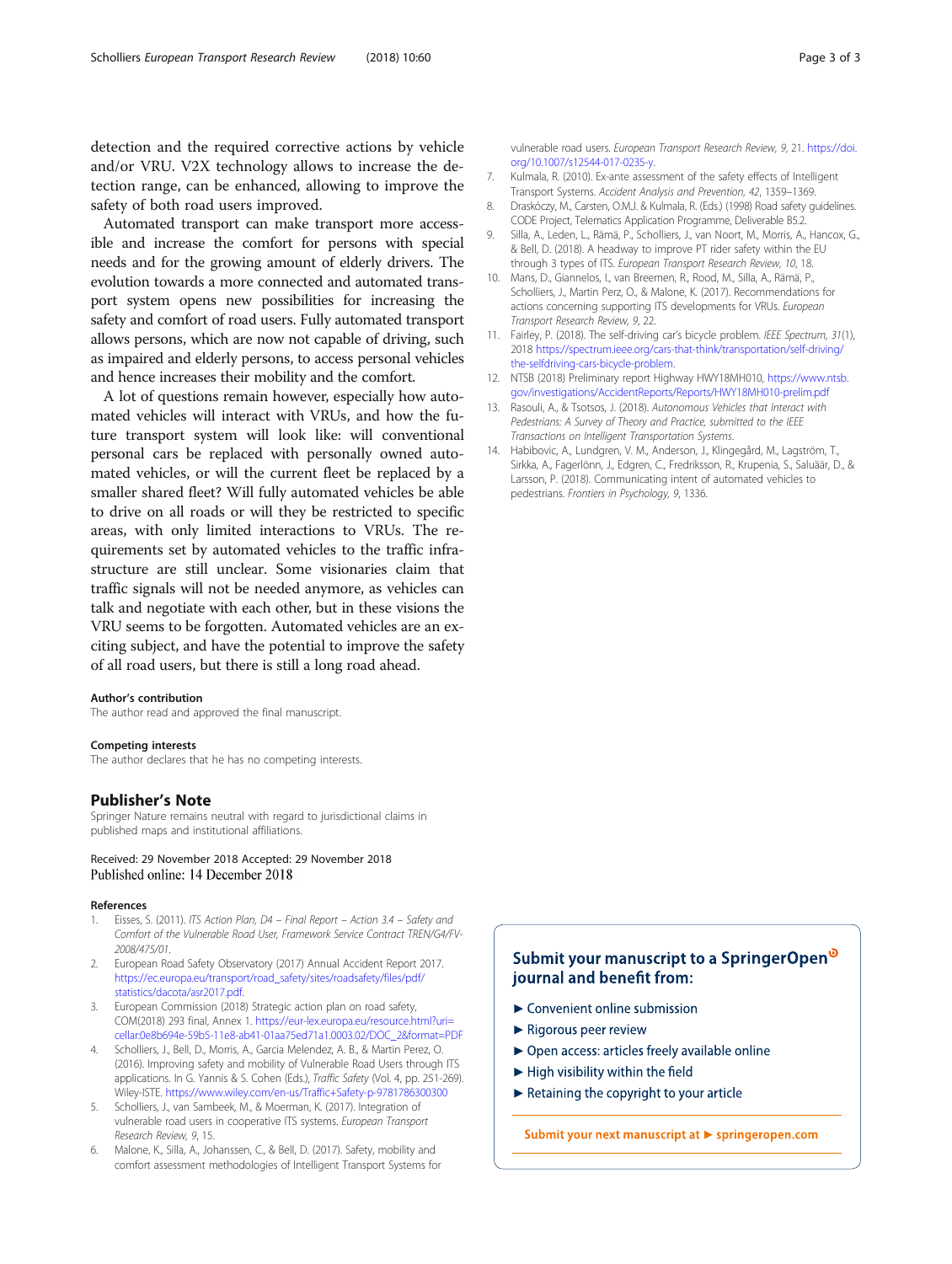detection and the required corrective actions by vehicle and/or VRU. V2X technology allows to increase the detection range, can be enhanced, allowing to improve the safety of both road users improved.

Automated transport can make transport more accessible and increase the comfort for persons with special needs and for the growing amount of elderly drivers. The evolution towards a more connected and automated transport system opens new possibilities for increasing the safety and comfort of road users. Fully automated transport allows persons, which are now not capable of driving, such as impaired and elderly persons, to access personal vehicles and hence increases their mobility and the comfort.

A lot of questions remain however, especially how automated vehicles will interact with VRUs, and how the future transport system will look like: will conventional personal cars be replaced with personally owned automated vehicles, or will the current fleet be replaced by a smaller shared fleet? Will fully automated vehicles be able to drive on all roads or will they be restricted to specific areas, with only limited interactions to VRUs. The requirements set by automated vehicles to the traffic infrastructure are still unclear. Some visionaries claim that traffic signals will not be needed anymore, as vehicles can talk and negotiate with each other, but in these visions the VRU seems to be forgotten. Automated vehicles are an exciting subject, and have the potential to improve the safety of all road users, but there is still a long road ahead.

**Author's contribution**

The author read and approved the final manuscript.

**Competing interests**

The author declares that he has no competing interests.

## Publisher's Note

Springer Nature remains neutral with regard to jurisdictional claims in published maps and institutional affiliations.

Received: 29 November 2018 Accepted: 29 November 2018
Published online: 14 December 2018

**References**

1. Eisses, S. (2011). *ITS Action Plan, D4 – Final Report – Action 3.4 – Safety and Comfort of the Vulnerable Road User, Framework Service Contract TREN/G4/FV-2008/475/01*.
2. European Road Safety Observatory (2017) Annual Accident Report 2017. https://ec.europa.eu/transport/road_safety/sites/roadsafety/files/pdf/statistics/dacota/asr2017.pdf.
3. European Commission (2018) Strategic action plan on road safety, COM(2018) 293 final, Annex 1. https://eur-lex.europa.eu/resource.html?uri=cellar:0e8b694e-59b5-11e8-ab41-01aa75ed71a1.0003.02/DOC_2&format=PDF
4. Scholliers, J., Bell, D., Morris, A., Garcia Melendez, A. B., & Martin Perez, O. (2016). Improving safety and mobility of Vulnerable Road Users through ITS applications. In G. Yannis & S. Cohen (Eds.), *Traffic Safety* (Vol. 4, pp. 251-269). Wiley-ISTE. https://www.wiley.com/en-us/Traffic+Safety-p-9781786300300
5. Scholliers, J., van Sambeek, M., & Moerman, K. (2017). Integration of vulnerable road users in cooperative ITS systems. *European Transport Research Review, 9*, 15.
6. Malone, K., Silla, A., Johanssen, C., & Bell, D. (2017). Safety, mobility and comfort assessment methodologies of Intelligent Transport Systems for vulnerable road users. *European Transport Research Review, 9*, 21. https://doi.org/10.1007/s12544-017-0235-y.
7. Kulmala, R. (2010). Ex-ante assessment of the safety effects of Intelligent Transport Systems. *Accident Analysis and Prevention, 42*, 1359–1369.
8. Draskóczy, M., Carsten, O.M.J. & Kulmala, R. (Eds.) (1998) Road safety guidelines. CODE Project, Telematics Application Programme, Deliverable B5.2.
9. Silla, A., Leden, L., Rämä, P., Scholliers, J., van Noort, M., Morris, A., Hancox, G., & Bell, D. (2018). A headway to improve PT rider safety within the EU through 3 types of ITS. *European Transport Research Review, 10*, 18.
10. Mans, D., Giannelos, I., van Breemen, R., Rood, M., Silla, A., Rämä, P., Scholliers, J., Martin Perz, O., & Malone, K. (2017). Recommendations for actions concerning supporting ITS developments for VRUs. *European Transport Research Review, 9*, 22.
11. Fairley, P. (2018). The self-driving car's bicycle problem. *IEEE Spectrum, 31*(1), 2018 https://spectrum.ieee.org/cars-that-think/transportation/self-driving/the-selfdriving-cars-bicycle-problem.
12. NTSB (2018) Preliminary report Highway HWY18MH010, https://www.ntsb.gov/investigations/AccidentReports/Reports/HWY18MH010-prelim.pdf
13. Rasouli, A., & Tsotsos, J. (2018). *Autonomous Vehicles that Interact with Pedestrians: A Survey of Theory and Practice, submitted to the IEEE Transactions on Intelligent Transportation Systems*.
14. Habibovic, A., Lundgren, V. M., Anderson, J., Klingegård, M., Lagström, T., Sirkka, A., Fagerlönn, J., Edgren, C., Fredriksson, R., Krupenia, S., Saluäär, D., & Larsson, P. (2018). Communicating intent of automated vehicles to pedestrians. *Frontiers in Psychology, 9*, 1336.

**Submit your manuscript to a SpringerOpen journal and benefit from:**

- ► Convenient online submission
- ► Rigorous peer review
- ► Open access: articles freely available online
- ► High visibility within the field
- ► Retaining the copyright to your article

Submit your next manuscript at ► springeropen.com